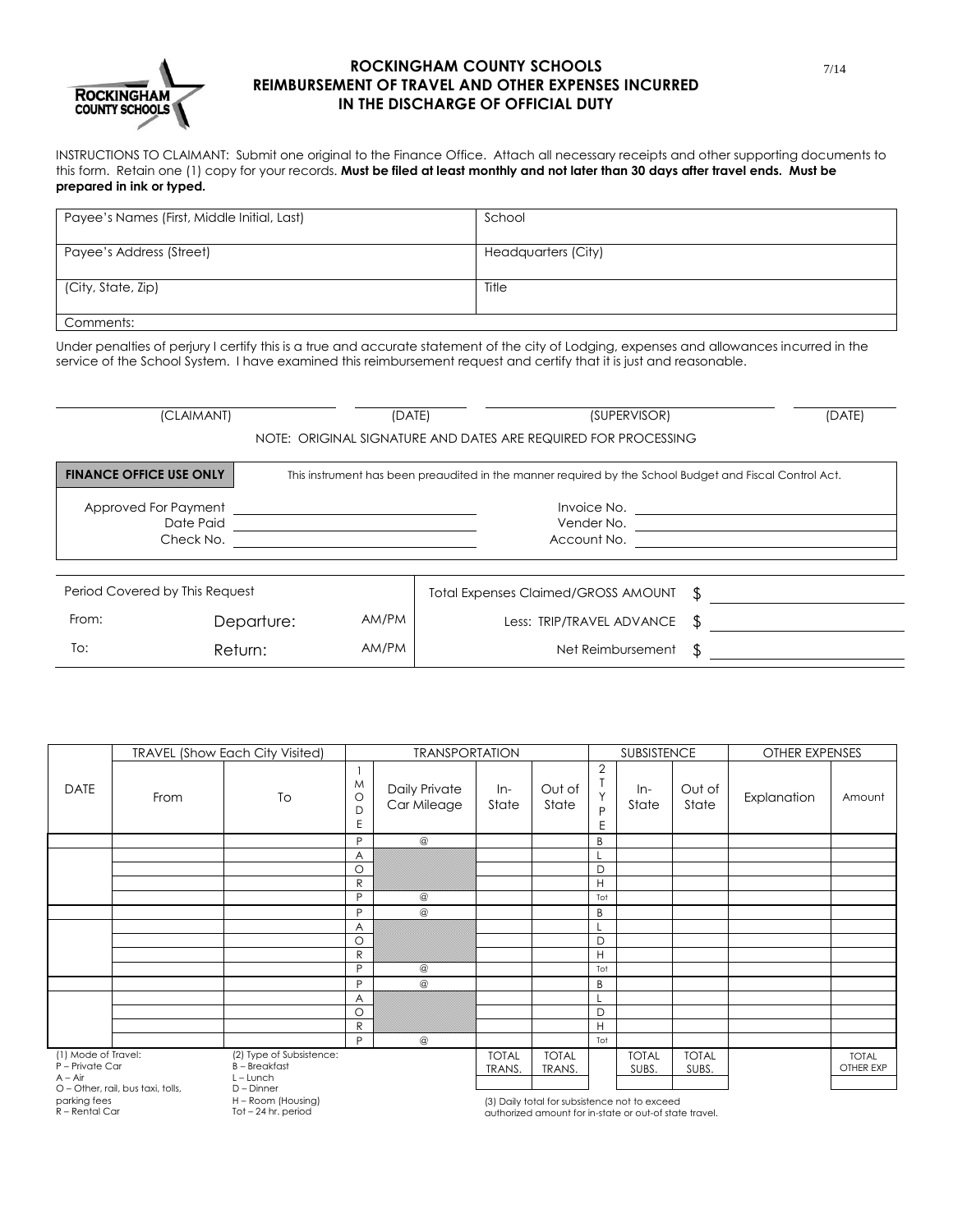# ROCKINGHAM COUNTY SCHOOLS
## REIMBURSEMENT OF TRAVEL AND OTHER EXPENSES INCURRED IN THE DISCHARGE OF OFFICIAL DUTY

7/14

INSTRUCTIONS TO CLAIMANT: Submit one original to the Finance Office. Attach all necessary receipts and other supporting documents to this form. Retain one (1) copy for your records. **Must be filed at least monthly and not later than 30 days after travel ends. Must be prepared in ink or typed.**

| Payee's Names (First, Middle Initial, Last) | School |
|---|---|
| Payee's Address (Street) | Headquarters (City) |
| (City, State, Zip) | Title |
| Comments: | |

Under penalties of perjury I certify this is a true and accurate statement of the city of Lodging, expenses and allowances incurred in the service of the School System. I have examined this reimbursement request and certify that it is just and reasonable.

(CLAIMANT) ____________ (DATE) ____________ (SUPERVISOR) ____________ (DATE) ____________

NOTE: ORIGINAL SIGNATURE AND DATES ARE REQUIRED FOR PROCESSING

**FINANCE OFFICE USE ONLY** — This instrument has been preaudited in the manner required by the School Budget and Fiscal Control Act.

| | | | |
|---|---|---|---|
| Approved For Payment | | Invoice No. | |
| Date Paid | | Vender No. | |
| Check No. | | Account No. | |

| Period Covered by This Request | | | | |
|---|---|---|---|---|
| From: | Departure: | AM/PM | Total Expenses Claimed/GROSS AMOUNT | $ |
| To: | Return: | AM/PM | Less: TRIP/TRAVEL ADVANCE | $ |
| | | | Net Reimbursement | $ |

| DATE | TRAVEL (Show Each City Visited) | | TRANSPORTATION | | | | SUBSISTENCE | | | OTHER EXPENSES | |
|---|---|---|---|---|---|---|---|---|---|---|---|
| | From | To | 1 MODE | Daily Private Car Mileage | In-State | Out of State | 2 TYPE | In-State | Out of State | Explanation | Amount |
| | | | P | @ | | | B | | | | |
| | | | A | | | | L | | | | |
| | | | O | | | | D | | | | |
| | | | R | | | | H | | | | |
| | | | P | @ | | | Tot | | | | |
| | | | P | @ | | | B | | | | |
| | | | A | | | | L | | | | |
| | | | O | | | | D | | | | |
| | | | R | | | | H | | | | |
| | | | P | @ | | | Tot | | | | |
| | | | P | @ | | | B | | | | |
| | | | A | | | | L | | | | |
| | | | O | | | | D | | | | |
| | | | R | | | | H | | | | |
| | | | P | @ | | | Tot | | | | |
| | | | | | TOTAL TRANS. | TOTAL TRANS. | | TOTAL SUBS. | TOTAL SUBS. | | TOTAL OTHER EXP |

(1) Mode of Travel:
P – Private Car
A – Air
O – Other, rail, bus taxi, tolls, parking fees
R – Rental Car

(2) Type of Subsistence:
B – Breakfast
L – Lunch
D – Dinner
H – Room (Housing)
Tot – 24 hr. period

(3) Daily total for subsistence not to exceed authorized amount for in-state or out-of state travel.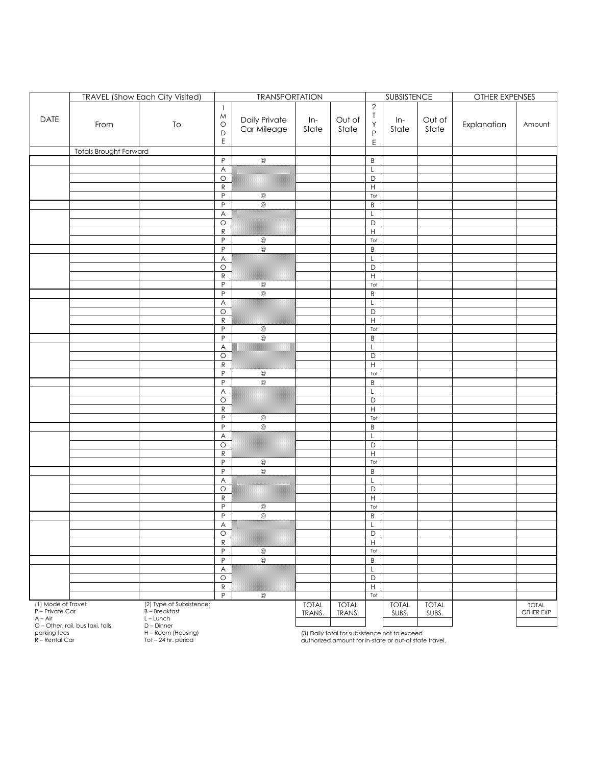| DATE | TRAVEL (Show Each City Visited) | | TRANSPORTATION | | | | SUBSISTENCE | | | OTHER EXPENSES | |
|---|---|---|---|---|---|---|---|---|---|---|---|
| | From | To | 1 MODE | Daily Private Car Mileage | In-State | Out of State | 2 TYPE | In-State | Out of State | Explanation | Amount |
| | Totals Brought Forward | | | | | | | | | | |
| | | | P | @ | | | B | | | | |
| | | | A | | | | L | | | | |
| | | | O | | | | D | | | | |
| | | | R | | | | H | | | | |
| | | | P | @ | | | Tot | | | | |
| | | | P | @ | | | B | | | | |
| | | | A | | | | L | | | | |
| | | | O | | | | D | | | | |
| | | | R | | | | H | | | | |
| | | | P | @ | | | Tot | | | | |
| | | | P | @ | | | B | | | | |
| | | | A | | | | L | | | | |
| | | | O | | | | D | | | | |
| | | | R | | | | H | | | | |
| | | | P | @ | | | Tot | | | | |
| | | | P | @ | | | B | | | | |
| | | | A | | | | L | | | | |
| | | | O | | | | D | | | | |
| | | | R | | | | H | | | | |
| | | | P | @ | | | Tot | | | | |
| | | | P | @ | | | B | | | | |
| | | | A | | | | L | | | | |
| | | | O | | | | D | | | | |
| | | | R | | | | H | | | | |
| | | | P | @ | | | Tot | | | | |
| | | | P | @ | | | B | | | | |
| | | | A | | | | L | | | | |
| | | | O | | | | D | | | | |
| | | | R | | | | H | | | | |
| | | | P | @ | | | Tot | | | | |
| | | | P | @ | | | B | | | | |
| | | | A | | | | L | | | | |
| | | | O | | | | D | | | | |
| | | | R | | | | H | | | | |
| | | | P | @ | | | Tot | | | | |
| | | | P | @ | | | B | | | | |
| | | | A | | | | L | | | | |
| | | | O | | | | D | | | | |
| | | | R | | | | H | | | | |
| | | | P | @ | | | Tot | | | | |
| | | | P | @ | | | B | | | | |
| | | | A | | | | L | | | | |
| | | | O | | | | D | | | | |
| | | | R | | | | H | | | | |
| | | | P | @ | | | Tot | | | | |
| | | | P | @ | | | B | | | | |
| | | | A | | | | L | | | | |
| | | | O | | | | D | | | | |
| | | | R | | | | H | | | | |
| | | | P | @ | | | Tot | | | | |
| | | | | | TOTAL TRANS. | TOTAL TRANS. | | TOTAL SUBS. | TOTAL SUBS. | | TOTAL OTHER EXP |

(1) Mode of Travel:
P – Private Car
A – Air
O – Other, rail, bus taxi, tolls, parking fees
R – Rental Car

(2) Type of Subsistence:
B – Breakfast
L – Lunch
D – Dinner
H – Room (Housing)
Tot – 24 hr. period

(3) Daily total for subsistence not to exceed authorized amount for in-state or out-of state travel.